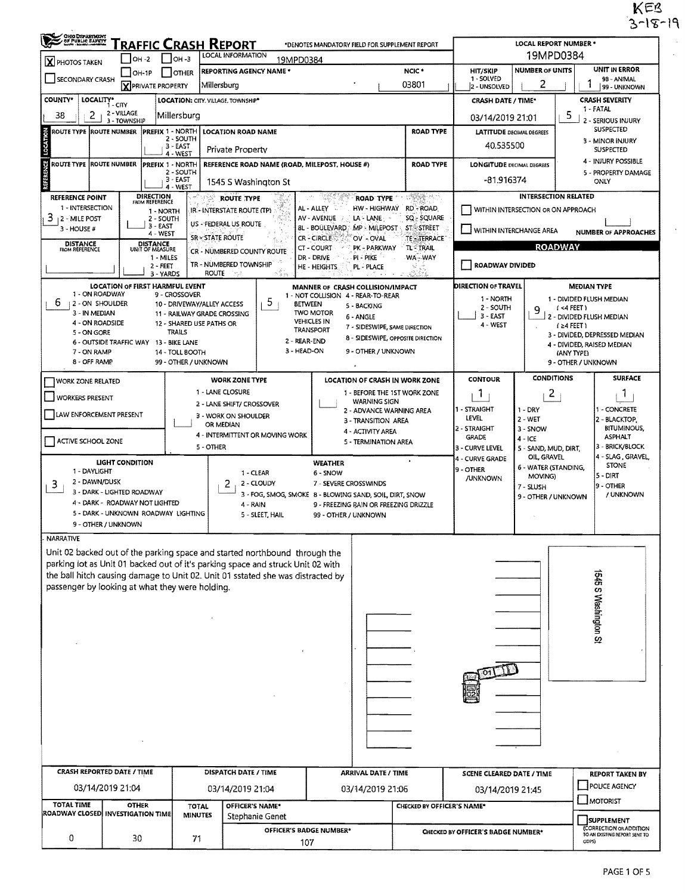KEB
3-18-19

# Traffic Crash Report

Ohio Department of Public Safety

*DENOTES MANDATORY FIELD FOR SUPPLEMENT REPORT

| Field | Value |
|---|---|
| PHOTOS TAKEN | X |
| PRIVATE PROPERTY | X |
| LOCAL INFORMATION | 19MPD0384 |
| REPORTING AGENCY NAME * | Millersburg |
| NCIC * | 03801 |
| LOCAL REPORT NUMBER * | 19MPD0384 |
| HIT/SKIP (1 - SOLVED, 2 - UNSOLVED) | |
| NUMBER OF UNITS | 2 |
| UNIT IN ERROR (98 - ANIMAL, 99 - UNKNOWN) | 1 |
| COUNTY* | 38 |
| LOCALITY* (1 - CITY, 2 - VILLAGE, 3 - TOWNSHIP) | 2 |
| LOCATION: CITY, VILLAGE, TOWNSHIP* | Millersburg |
| CRASH DATE / TIME* | 03/14/2019 21:01 |
| CRASH SEVERITY (1 - FATAL, 2 - SERIOUS INJURY SUSPECTED, 3 - MINOR INJURY SUSPECTED, 4 - INJURY POSSIBLE, 5 - PROPERTY DAMAGE ONLY) | 5 |
| LOCATION ROAD NAME | Private Property |
| LATITUDE DECIMAL DEGREES | 40.535500 |
| REFERENCE ROAD NAME (ROAD, MILEPOST, HOUSE #) | 1545 S Washington St |
| LONGITUDE DECIMAL DEGREES | -81.916374 |
| REFERENCE POINT (1 - INTERSECTION, 2 - MILE POST, 3 - HOUSE #) | 3 |

**ROUTE TYPE:** IR - INTERSTATE ROUTE (TP); US - FEDERAL US ROUTE; SR - STATE ROUTE; CR - NUMBERED COUNTY ROUTE; TR - NUMBERED TOWNSHIP ROUTE

**ROAD TYPE:** AL - ALLEY; AV - AVENUE; BL - BOULEVARD; CR - CIRCLE; CT - COURT; DR - DRIVE; HE - HEIGHTS; HW - HIGHWAY; LA - LANE; MP - MILEPOST; OV - OVAL; PK - PARKWAY; PI - PIKE; PL - PLACE; RD - ROAD; SQ - SQUARE; ST - STREET; TE - TERRACE; TL - TRAIL; WA - WAY

**INTERSECTION RELATED:** WITHIN INTERSECTION OR ON APPROACH; WITHIN INTERCHANGE AREA; NUMBER OF APPROACHES

**ROADWAY:** ROADWAY DIVIDED

| Field | Value |
|---|---|
| LOCATION OF FIRST HARMFUL EVENT | 6 |
| MANNER OF CRASH COLLISION/IMPACT | 5 |
| DIRECTION OF TRAVEL | |
| MEDIAN TYPE | 9 |

LOCATION OF FIRST HARMFUL EVENT: 1 - ON ROADWAY; 2 - ON SHOULDER; 3 - IN MEDIAN; 4 - ON ROADSIDE; 5 - ON GORE; 6 - OUTSIDE TRAFFIC WAY; 7 - ON RAMP; 8 - OFF RAMP; 9 - CROSSOVER; 10 - DRIVEWAY/ALLEY ACCESS; 11 - RAILWAY GRADE CROSSING; 12 - SHARED USE PATHS OR TRAILS; 13 - BIKE LANE; 14 - TOLL BOOTH; 99 - OTHER / UNKNOWN

MANNER OF CRASH COLLISION/IMPACT: 1 - NOT COLLISION BETWEEN TWO MOTOR VEHICLES IN TRANSPORT; 2 - REAR-END; 3 - HEAD-ON; 4 - REAR-TO-REAR; 5 - BACKING; 6 - ANGLE; 7 - SIDESWIPE, SAME DIRECTION; 8 - SIDESWIPE, OPPOSITE DIRECTION; 9 - OTHER / UNKNOWN

DIRECTION OF TRAVEL: 1 - NORTH; 2 - SOUTH; 3 - EAST; 4 - WEST

MEDIAN TYPE: 1 - DIVIDED FLUSH MEDIAN (<4 FEET); 2 - DIVIDED FLUSH MEDIAN (≥4 FEET); 3 - DIVIDED, DEPRESSED MEDIAN; 4 - DIVIDED, RAISED MEDIAN (ANY TYPE); 9 - OTHER / UNKNOWN

WORK ZONE RELATED; WORKERS PRESENT; LAW ENFORCEMENT PRESENT; ACTIVE SCHOOL ZONE

WORK ZONE TYPE: 1 - LANE CLOSURE; 2 - LANE SHIFT/ CROSSOVER; 3 - WORK ON SHOULDER OR MEDIAN; 4 - INTERMITTENT OR MOVING WORK; 5 - OTHER

LOCATION OF CRASH IN WORK ZONE: 1 - BEFORE THE 1ST WORK ZONE WARNING SIGN; 2 - ADVANCE WARNING AREA; 3 - TRANSITION AREA; 4 - ACTIVITY AREA; 5 - TERMINATION AREA

| Field | Value |
|---|---|
| CONTOUR | 1 |
| CONDITIONS | 2 |
| SURFACE | 1 |
| LIGHT CONDITION | 3 |
| WEATHER | 2 |

CONTOUR: 1 - STRAIGHT LEVEL; 2 - STRAIGHT GRADE; 3 - CURVE LEVEL; 4 - CURVE GRADE; 9 - OTHER /UNKNOWN

CONDITIONS: 1 - DRY; 2 - WET; 3 - SNOW; 4 - ICE; 5 - SAND, MUD, DIRT, OIL, GRAVEL; 6 - WATER (STANDING, MOVING); 7 - SLUSH; 9 - OTHER / UNKNOWN

SURFACE: 1 - CONCRETE; 2 - BLACKTOP, BITUMINOUS, ASPHALT; 3 - BRICK/BLOCK; 4 - SLAG, GRAVEL, STONE; 5 - DIRT; 9 - OTHER / UNKNOWN

LIGHT CONDITION: 1 - DAYLIGHT; 2 - DAWN/DUSK; 3 - DARK - LIGHTED ROADWAY; 4 - DARK - ROADWAY NOT LIGHTED; 5 - DARK - UNKNOWN ROADWAY LIGHTING; 9 - OTHER / UNKNOWN

WEATHER: 1 - CLEAR; 2 - CLOUDY; 3 - FOG, SMOG, SMOKE; 4 - RAIN; 5 - SLEET, HAIL; 6 - SNOW; 7 - SEVERE CROSSWINDS; 8 - BLOWING SAND, SOIL, DIRT, SNOW; 9 - FREEZING RAIN OR FREEZING DRIZZLE; 99 - OTHER / UNKNOWN

## NARRATIVE

Unit 02 backed out of the parking space and started northbound through the parking lot as Unit 01 backed out of it's parking space and struck Unit 02 with the ball hitch causing damage to Unit 02. Unit 01 sstated she was distracted by passenger by looking at what they were holding.

1545 S Washington St

| CRASH REPORTED DATE / TIME | DISPATCH DATE / TIME | ARRIVAL DATE / TIME | SCENE CLEARED DATE / TIME | REPORT TAKEN BY |
|---|---|---|---|---|
| 03/14/2019 21:04 | 03/14/2019 21:04 | 03/14/2019 21:06 | 03/14/2019 21:45 | POLICE AGENCY; MOTORIST |

| TOTAL TIME ROADWAY CLOSED | OTHER INVESTIGATION TIME | TOTAL MINUTES | OFFICER'S NAME* | OFFICER'S BADGE NUMBER* | CHECKED BY OFFICER'S NAME* | CHECKED BY OFFICER'S BADGE NUMBER* |
|---|---|---|---|---|---|---|
| 0 | 30 | 71 | Stephanie Genet | 107 | | |

SUPPLEMENT (CORRECTION OR ADDITION TO AN EXISTING REPORT SENT TO ODPS)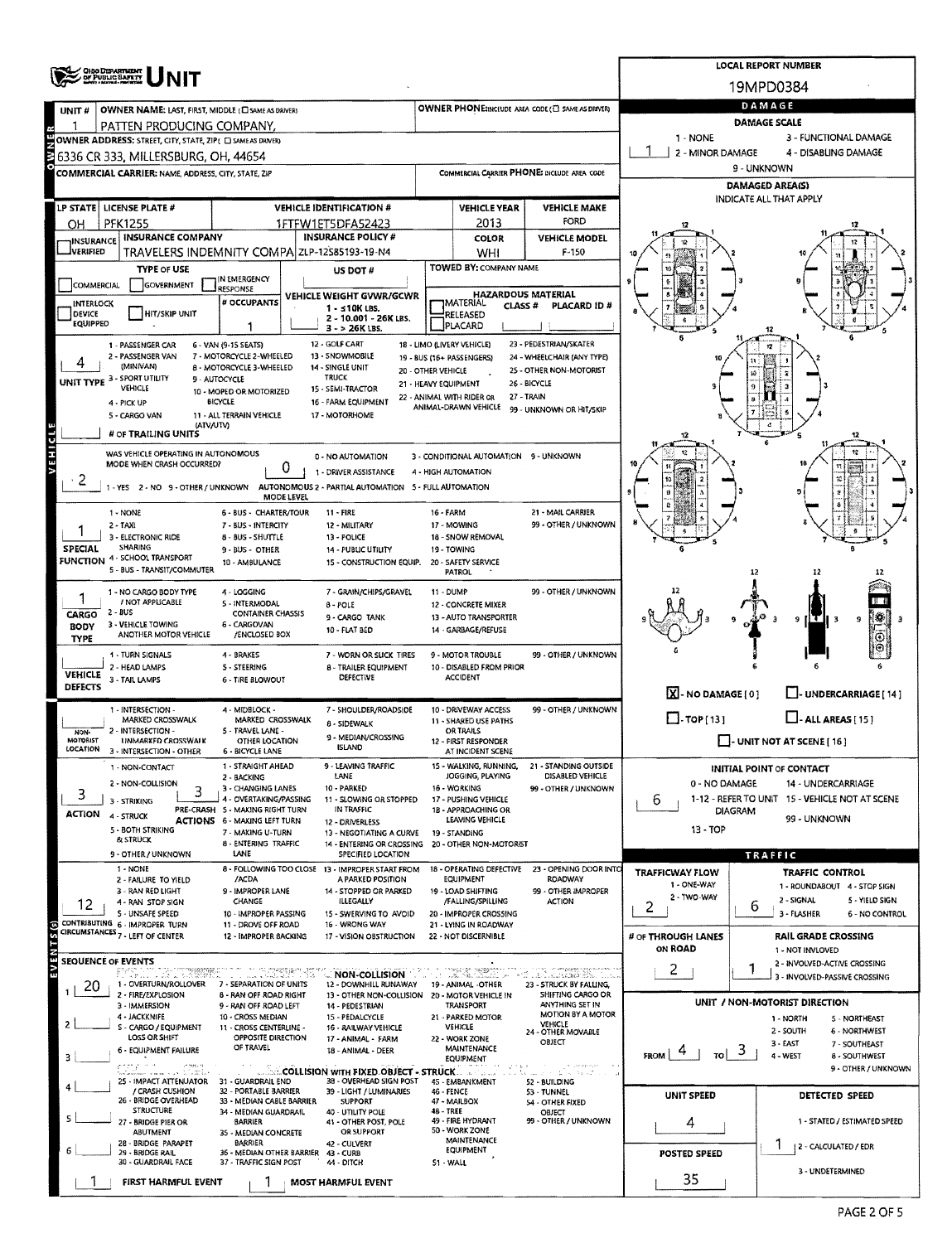# OHIO DEPARTMENT OF PUBLIC SAFETY — UNIT

**LOCAL REPORT NUMBER:** 19MPD0384

## OWNER

| Field | Value |
|---|---|
| UNIT # | 1 |
| OWNER NAME: LAST, FIRST, MIDDLE (☐ SAME AS DRIVER) | PATTEN PRODUCING COMPANY, |
| OWNER PHONE (INCLUDE AREA CODE) (☐ SAME AS DRIVER) | |
| OWNER ADDRESS: STREET, CITY, STATE, ZIP (☐ SAME AS DRIVER) | 6336 CR 333, MILLERSBURG, OH, 44654 |
| COMMERCIAL CARRIER: NAME, ADDRESS, CITY, STATE, ZIP | |
| COMMERCIAL CARRIER PHONE: INCLUDE AREA CODE | |

## VEHICLE

| Field | Value |
|---|---|
| LP STATE | OH |
| LICENSE PLATE # | PFK1255 |
| VEHICLE IDENTIFICATION # | 1FTFW1ET5DFA52423 |
| VEHICLE YEAR | 2013 |
| VEHICLE MAKE | FORD |
| INSURANCE VERIFIED | ☐ |
| INSURANCE COMPANY | TRAVELERS INDEMNITY COMPA |
| INSURANCE POLICY # | ZLP-12S85193-19-N4 |
| COLOR | WHI |
| VEHICLE MODEL | F-150 |
| TYPE OF USE | ☐ COMMERCIAL ☐ GOVERNMENT ☐ IN EMERGENCY RESPONSE |
| US DOT # | |
| TOWED BY: COMPANY NAME | |
| INTERLOCK DEVICE EQUIPPED | ☐ |
| HIT/SKIP UNIT | ☐ |
| # OCCUPANTS | 1 |
| VEHICLE WEIGHT GVWR/GCWR | 1 - ≤10K LBS. / 2 - 10.001 - 26K LBS. / 3 - > 26K LBS. |
| HAZARDOUS MATERIAL | ☐ MATERIAL ☐ RELEASED ☐ PLACARD; CLASS #; PLACARD ID # |

**UNIT TYPE:** 4

1 - PASSENGER CAR, 2 - PASSENGER VAN (MINIVAN), 3 - SPORT UTILITY VEHICLE, 4 - PICK UP, 5 - CARGO VAN, 6 - VAN (9-15 SEATS), 7 - MOTORCYCLE 2-WHEELED, 8 - MOTORCYCLE 3-WHEELED, 9 - AUTOCYCLE, 10 - MOPED OR MOTORIZED BICYCLE, 11 - ALL TERRAIN VEHICLE (ATV/UTV), 12 - GOLF CART, 13 - SNOWMOBILE, 14 - SINGLE UNIT TRUCK, 15 - SEMI-TRACTOR, 16 - FARM EQUIPMENT, 17 - MOTORHOME, 18 - LIMO (LIVERY VEHICLE), 19 - BUS (16+ PASSENGERS), 20 - OTHER VEHICLE, 21 - HEAVY EQUIPMENT, 22 - ANIMAL WITH RIDER OR ANIMAL-DRAWN VEHICLE, 23 - PEDESTRIAN/SKATER, 24 - WHEELCHAIR (ANY TYPE), 25 - OTHER NON-MOTORIST, 26 - BICYCLE, 27 - TRAIN, 99 - UNKNOWN OR HIT/SKIP

**# OF TRAILING UNITS:**

**WAS VEHICLE OPERATING IN AUTONOMOUS MODE WHEN CRASH OCCURRED?** 2 (1 - YES 2 - NO 9 - OTHER / UNKNOWN)

**AUTONOMOUS MODE LEVEL:** 0 (0 - NO AUTOMATION, 1 - DRIVER ASSISTANCE, 2 - PARTIAL AUTOMATION, 3 - CONDITIONAL AUTOMATION, 4 - HIGH AUTOMATION, 5 - FULL AUTOMATION, 9 - UNKNOWN)

**SPECIAL FUNCTION:** 1

1 - NONE, 2 - TAXI, 3 - ELECTRONIC RIDE SHARING, 4 - SCHOOL TRANSPORT, 5 - BUS - TRANSIT/COMMUTER, 6 - BUS - CHARTER/TOUR, 7 - BUS - INTERCITY, 8 - BUS - SHUTTLE, 9 - BUS - OTHER, 10 - AMBULANCE, 11 - FIRE, 12 - MILITARY, 13 - POLICE, 14 - PUBLIC UTILITY, 15 - CONSTRUCTION EQUIP., 16 - FARM, 17 - MOWING, 18 - SNOW REMOVAL, 19 - TOWING, 20 - SAFETY SERVICE PATROL, 21 - MAIL CARRIER, 99 - OTHER / UNKNOWN

**CARGO BODY TYPE:** 1

1 - NO CARGO BODY TYPE / NOT APPLICABLE, 2 - BUS, 3 - VEHICLE TOWING ANOTHER MOTOR VEHICLE, 4 - LOGGING, 5 - INTERMODAL CONTAINER CHASSIS, 6 - CARGOVAN /ENCLOSED BOX, 7 - GRAIN/CHIPS/GRAVEL, 8 - POLE, 9 - CARGO TANK, 10 - FLAT BED, 11 - DUMP, 12 - CONCRETE MIXER, 13 - AUTO TRANSPORTER, 14 - GARBAGE/REFUSE, 99 - OTHER / UNKNOWN

**VEHICLE DEFECTS:**

1 - TURN SIGNALS, 2 - HEAD LAMPS, 3 - TAIL LAMPS, 4 - BRAKES, 5 - STEERING, 6 - TIRE BLOWOUT, 7 - WORN OR SLICK TIRES, 8 - TRAILER EQUIPMENT DEFECTIVE, 9 - MOTOR TROUBLE, 10 - DISABLED FROM PRIOR ACCIDENT, 99 - OTHER / UNKNOWN

**NON-MOTORIST LOCATION:**

1 - INTERSECTION - MARKED CROSSWALK, 2 - INTERSECTION - UNMARKED CROSSWALK, 3 - INTERSECTION - OTHER, 4 - MIDBLOCK - MARKED CROSSWALK, 5 - TRAVEL LANE - OTHER LOCATION, 6 - BICYCLE LANE, 7 - SHOULDER/ROADSIDE, 8 - SIDEWALK, 9 - MEDIAN/CROSSING ISLAND, 10 - DRIVEWAY ACCESS, 11 - SHARED USE PATHS OR TRAILS, 12 - FIRST RESPONDER AT INCIDENT SCENE, 99 - OTHER / UNKNOWN

**ACTION:** 3 | **PRE-CRASH ACTIONS:** 3

ACTION: 1 - NON-CONTACT, 2 - NON-COLLISION, 3 - STRIKING, 4 - STRUCK, 5 - BOTH STRIKING & STRUCK, 9 - OTHER / UNKNOWN

PRE-CRASH ACTIONS: 1 - STRAIGHT AHEAD, 2 - BACKING, 3 - CHANGING LANES, 4 - OVERTAKING/PASSING, 5 - MAKING RIGHT TURN, 6 - MAKING LEFT TURN, 7 - MAKING U-TURN, 8 - ENTERING TRAFFIC LANE, 9 - LEAVING TRAFFIC LANE, 10 - PARKED, 11 - SLOWING OR STOPPED IN TRAFFIC, 12 - DRIVERLESS, 13 - NEGOTIATING A CURVE, 14 - ENTERING OR CROSSING SPECIFIED LOCATION, 15 - WALKING, RUNNING, JOGGING, PLAYING, 16 - WORKING, 17 - PUSHING VEHICLE, 18 - APPROACHING OR LEAVING VEHICLE, 19 - STANDING, 20 - OTHER NON-MOTORIST, 21 - STANDING OUTSIDE DISABLED VEHICLE, 99 - OTHER / UNKNOWN

## EVENTS

**CONTRIBUTING CIRCUMSTANCES:** 12

1 - NONE, 2 - FAILURE TO YIELD, 3 - RAN RED LIGHT, 4 - RAN STOP SIGN, 5 - UNSAFE SPEED, 6 - IMPROPER TURN, 7 - LEFT OF CENTER, 8 - FOLLOWING TOO CLOSE /ACDA, 9 - IMPROPER LANE CHANGE, 10 - IMPROPER PASSING, 11 - DROVE OFF ROAD, 12 - IMPROPER BACKING, 13 - IMPROPER START FROM A PARKED POSITION, 14 - STOPPED OR PARKED ILLEGALLY, 15 - SWERVING TO AVOID, 16 - WRONG WAY, 17 - VISION OBSTRUCTION, 18 - OPERATING DEFECTIVE EQUIPMENT, 19 - LOAD SHIFTING /FALLING/SPILLING, 20 - IMPROPER CROSSING, 21 - LYING IN ROADWAY, 22 - NOT DISCERNIBLE, 23 - OPENING DOOR INTO ROADWAY, 99 - OTHER IMPROPER ACTION

**SEQUENCE OF EVENTS:**

| # | Event |
|---|---|
| 1 | 20 |
| 2 | |
| 3 | |
| 4 | |
| 5 | |
| 6 | |

NON-COLLISION: 1 - OVERTURN/ROLLOVER, 2 - FIRE/EXPLOSION, 3 - IMMERSION, 4 - JACKKNIFE, 5 - CARGO / EQUIPMENT LOSS OR SHIFT, 6 - EQUIPMENT FAILURE, 7 - SEPARATION OF UNITS, 8 - RAN OFF ROAD RIGHT, 9 - RAN OFF ROAD LEFT, 10 - CROSS MEDIAN, 11 - CROSS CENTERLINE - OPPOSITE DIRECTION OF TRAVEL, 12 - DOWNHILL RUNAWAY, 13 - OTHER NON-COLLISION, 14 - PEDESTRIAN, 15 - PEDALCYCLE, 16 - RAILWAY VEHICLE, 17 - ANIMAL - FARM, 18 - ANIMAL - DEER, 19 - ANIMAL -OTHER, 20 - MOTOR VEHICLE IN TRANSPORT, 21 - PARKED MOTOR VEHICLE, 22 - WORK ZONE MAINTENANCE EQUIPMENT, 23 - STRUCK BY FALLING, SHIFTING CARGO OR ANYTHING SET IN MOTION BY A MOTOR VEHICLE, 24 - OTHER MOVABLE OBJECT

COLLISION WITH FIXED OBJECT - STRUCK: 25 - IMPACT ATTENUATOR / CRASH CUSHION, 26 - BRIDGE OVERHEAD STRUCTURE, 27 - BRIDGE PIER OR ABUTMENT, 28 - BRIDGE PARAPET, 29 - BRIDGE RAIL, 30 - GUARDRAIL FACE, 31 - GUARDRAIL END, 32 - PORTABLE BARRIER, 33 - MEDIAN CABLE BARRIER, 34 - MEDIAN GUARDRAIL BARRIER, 35 - MEDIAN CONCRETE BARRIER, 36 - MEDIAN OTHER BARRIER, 37 - TRAFFIC SIGN POST, 38 - OVERHEAD SIGN POST, 39 - LIGHT / LUMINARIES SUPPORT, 40 - UTILITY POLE, 41 - OTHER POST, POLE OR SUPPORT, 42 - CULVERT, 43 - CURB, 44 - DITCH, 45 - EMBANKMENT, 46 - FENCE, 47 - MAILBOX, 48 - TREE, 49 - FIRE HYDRANT, 50 - WORK ZONE MAINTENANCE EQUIPMENT, 51 - WALL, 52 - BUILDING, 53 - TUNNEL, 54 - OTHER FIXED OBJECT, 99 - OTHER / UNKNOWN

**FIRST HARMFUL EVENT:** 1 | **MOST HARMFUL EVENT:** 1

## DAMAGE

**DAMAGE SCALE:** 1 (1 - NONE, 2 - MINOR DAMAGE, 3 - FUNCTIONAL DAMAGE, 4 - DISABLING DAMAGE, 9 - UNKNOWN)

**DAMAGED AREA(S)** — INDICATE ALL THAT APPLY

☒ - NO DAMAGE [0] ☐ - UNDERCARRIAGE [14] ☐ - TOP [13] ☐ - ALL AREAS [15] ☐ - UNIT NOT AT SCENE [16]

**INITIAL POINT OF CONTACT:** 6 (0 - NO DAMAGE, 1-12 - REFER TO UNIT DIAGRAM, 13 - TOP, 14 - UNDERCARRIAGE, 15 - VEHICLE NOT AT SCENE, 99 - UNKNOWN)

## TRAFFIC

| Field | Value |
|---|---|
| TRAFFICWAY FLOW (1 - ONE-WAY, 2 - TWO-WAY) | 2 |
| TRAFFIC CONTROL (1 - ROUNDABOUT, 2 - SIGNAL, 3 - FLASHER, 4 - STOP SIGN, 5 - YIELD SIGN, 6 - NO CONTROL) | 6 |
| # OF THROUGH LANES ON ROAD | 2 |
| RAIL GRADE CROSSING (1 - NOT INVLOVED, 2 - INVOLVED-ACTIVE CROSSING, 3 - INVOLVED-PASSIVE CROSSING) | 1 |

**UNIT / NON-MOTORIST DIRECTION:** FROM 4 TO 3

1 - NORTH, 2 - SOUTH, 3 - EAST, 4 - WEST, 5 - NORTHEAST, 6 - NORTHWEST, 7 - SOUTHEAST, 8 - SOUTHWEST, 9 - OTHER / UNKNOWN

| Field | Value |
|---|---|
| UNIT SPEED | 4 |
| DETECTED SPEED (1 - STATED / ESTIMATED SPEED, 2 - CALCULATED / EDR, 3 - UNDETERMINED) | 1 |
| POSTED SPEED | 35 |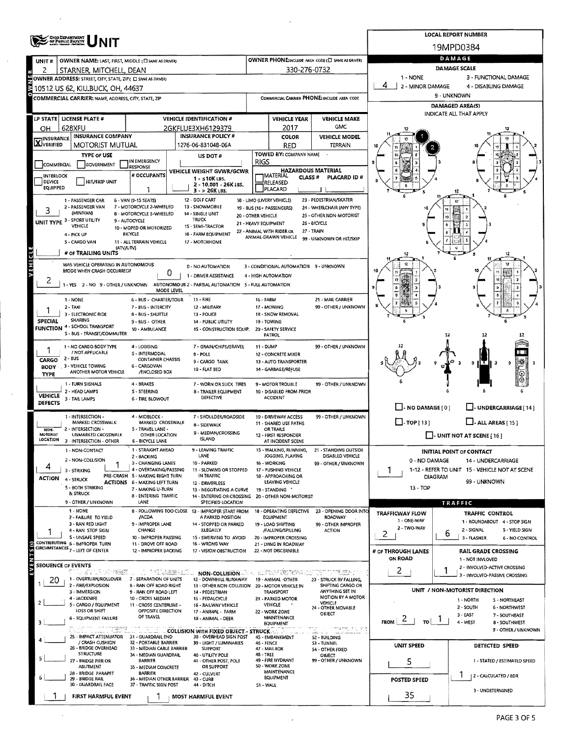# OHIO DEPARTMENT OF PUBLIC SAFETY — UNIT

**LOCAL REPORT NUMBER:** 19MPD0384

## OWNER

| Field | Value |
|---|---|
| UNIT # | 2 |
| OWNER NAME: LAST, FIRST, MIDDLE (☐ SAME AS DRIVER) | STARNER, MITCHELL, DEAN |
| OWNER PHONE: INCLUDE AREA CODE (☐ SAME AS DRIVER) | 330-276-0732 |
| OWNER ADDRESS: STREET, CITY, STATE, ZIP (☐ SAME AS DRIVER) | 10512 US 62, KILLBUCK, OH, 44637 |
| COMMERCIAL CARRIER: NAME, ADDRESS, CITY, STATE, ZIP | |
| COMMERCIAL CARRIER PHONE: INCLUDE AREA CODE | |

## VEHICLE

| Field | Value |
|---|---|
| LP STATE | OH |
| LICENSE PLATE # | 628XFU |
| VEHICLE IDENTIFICATION # | 2GKFLUE3XH6129379 |
| VEHICLE YEAR | 2017 |
| VEHICLE MAKE | GMC |
| INSURANCE VERIFIED | X |
| INSURANCE COMPANY | MOTORIST MUTUAL |
| INSURANCE POLICY # | 1276-06-831048-06A |
| COLOR | RED |
| VEHICLE MODEL | TERRAIN |
| TYPE OF USE | ☐ COMMERCIAL ☐ GOVERNMENT ☐ IN EMERGENCY RESPONSE |
| US DOT # | |
| TOWED BY: COMPANY NAME | RIGS |
| INTERLOCK DEVICE EQUIPPED | ☐ |
| HIT/SKIP UNIT | ☐ |
| # OCCUPANTS | 1 |
| VEHICLE WEIGHT GVWR/GCWR | 1 - ≤10K LBS. 2 - 10.001 - 26K LBS. 3 - > 26K LBS. |
| HAZARDOUS MATERIAL | ☐ MATERIAL RELEASED ☐ PLACARD CLASS # PLACARD ID # |
| UNIT TYPE | 3 |
| # OF TRAILING UNITS | |
| WAS VEHICLE OPERATING IN AUTONOMOUS MODE WHEN CRASH OCCURRED? | 2 |
| AUTONOMOUS MODE LEVEL | 0 |
| SPECIAL FUNCTION | 1 |
| CARGO BODY TYPE | 1 |
| VEHICLE DEFECTS | |
| NON-MOTORIST LOCATION | |
| ACTION | 4 |
| PRE-CRASH ACTIONS | 1 |
| CONTRIBUTING CIRCUMSTANCES | 1 |

**Unit Type codes:** 1 - PASSENGER CAR; 2 - PASSENGER VAN (MINIVAN); 3 - SPORT UTILITY VEHICLE; 4 - PICK UP; 5 - CARGO VAN; 6 - VAN (9-15 SEATS); 7 - MOTORCYCLE 2-WHEELED; 8 - MOTORCYCLE 3-WHEELED; 9 - AUTOCYCLE; 10 - MOPED OR MOTORIZED BICYCLE; 11 - ALL TERRAIN VEHICLE (ATV/UTV); 12 - GOLF CART; 13 - SNOWMOBILE; 14 - SINGLE UNIT TRUCK; 15 - SEMI-TRACTOR; 16 - FARM EQUIPMENT; 17 - MOTORHOME; 18 - LIMO (LIVERY VEHICLE); 19 - BUS (16+ PASSENGERS); 20 - OTHER VEHICLE; 21 - HEAVY EQUIPMENT; 22 - ANIMAL WITH RIDER OR ANIMAL-DRAWN VEHICLE; 23 - PEDESTRIAN/SKATER; 24 - WHEELCHAIR (ANY TYPE); 25 - OTHER NON-MOTORIST; 26 - BICYCLE; 27 - TRAIN; 99 - UNKNOWN OR HIT/SKIP

**Autonomous:** 1 - YES 2 - NO 9 - OTHER / UNKNOWN. Mode level: 0 - NO AUTOMATION; 1 - DRIVER ASSISTANCE; 2 - PARTIAL AUTOMATION; 3 - CONDITIONAL AUTOMATION; 4 - HIGH AUTOMATION; 5 - FULL AUTOMATION; 9 - UNKNOWN

**Special Function:** 1 - NONE; 2 - TAXI; 3 - ELECTRONIC RIDE SHARING; 4 - SCHOOL TRANSPORT; 5 - BUS - TRANSIT/COMMUTER; 6 - BUS - CHARTER/TOUR; 7 - BUS - INTERCITY; 8 - BUS - SHUTTLE; 9 - BUS - OTHER; 10 - AMBULANCE; 11 - FIRE; 12 - MILITARY; 13 - POLICE; 14 - PUBLIC UTILITY; 15 - CONSTRUCTION EQUIP.; 16 - FARM; 17 - MOWING; 18 - SNOW REMOVAL; 19 - TOWING; 20 - SAFETY SERVICE PATROL; 21 - MAIL CARRIER; 99 - OTHER / UNKNOWN

**Cargo Body Type:** 1 - NO CARGO BODY TYPE / NOT APPLICABLE; 2 - BUS; 3 - VEHICLE TOWING ANOTHER MOTOR VEHICLE; 4 - LOGGING; 5 - INTERMODAL CONTAINER CHASSIS; 6 - CARGOVAN /ENCLOSED BOX; 7 - GRAIN/CHIPS/GRAVEL; 8 - POLE; 9 - CARGO TANK; 10 - FLAT BED; 11 - DUMP; 12 - CONCRETE MIXER; 13 - AUTO TRANSPORTER; 14 - GARBAGE/REFUSE; 99 - OTHER / UNKNOWN

**Vehicle Defects:** 1 - TURN SIGNALS; 2 - HEAD LAMPS; 3 - TAIL LAMPS; 4 - BRAKES; 5 - STEERING; 6 - TIRE BLOWOUT; 7 - WORN OR SLICK TIRES; 8 - TRAILER EQUIPMENT DEFECTIVE; 9 - MOTOR TROUBLE; 10 - DISABLED FROM PRIOR ACCIDENT; 99 - OTHER / UNKNOWN

**Non-Motorist Location:** 1 - INTERSECTION - MARKED CROSSWALK; 2 - INTERSECTION - UNMARKED CROSSWALK; 3 - INTERSECTION - OTHER; 4 - MIDBLOCK - MARKED CROSSWALK; 5 - TRAVEL LANE - OTHER LOCATION; 6 - BICYCLE LANE; 7 - SHOULDER/ROADSIDE; 8 - SIDEWALK; 9 - MEDIAN/CROSSING ISLAND; 10 - DRIVEWAY ACCESS; 11 - SHARED USE PATHS OR TRAILS; 12 - FIRST RESPONDER AT INCIDENT SCENE; 99 - OTHER / UNKNOWN

**Action:** 1 - NON-CONTACT; 2 - NON-COLLISION; 3 - STRIKING; 4 - STRUCK; 5 - BOTH STRIKING & STRUCK; 9 - OTHER / UNKNOWN

**Pre-Crash Actions:** 1 - STRAIGHT AHEAD; 2 - BACKING; 3 - CHANGING LANES; 4 - OVERTAKING/PASSING; 5 - MAKING RIGHT TURN; 6 - MAKING LEFT TURN; 7 - MAKING U-TURN; 8 - ENTERING TRAFFIC LANE; 9 - LEAVING TRAFFIC LANE; 10 - PARKED; 11 - SLOWING OR STOPPED IN TRAFFIC; 12 - DRIVERLESS; 13 - NEGOTIATING A CURVE; 14 - ENTERING OR CROSSING SPECIFIED LOCATION; 15 - WALKING, RUNNING, JOGGING, PLAYING; 16 - WORKING; 17 - PUSHING VEHICLE; 18 - APPROACHING OR LEAVING VEHICLE; 19 - STANDING; 20 - OTHER NON-MOTORIST; 21 - STANDING OUTSIDE DISABLED VEHICLE; 99 - OTHER / UNKNOWN

**Contributing Circumstances:** 1 - NONE; 2 - FAILURE TO YIELD; 3 - RAN RED LIGHT; 4 - RAN STOP SIGN; 5 - UNSAFE SPEED; 6 - IMPROPER TURN; 7 - LEFT OF CENTER; 8 - FOLLOWING TOO CLOSE /ACDA; 9 - IMPROPER LANE CHANGE; 10 - IMPROPER PASSING; 11 - DROVE OFF ROAD; 12 - IMPROPER BACKING; 13 - IMPROPER START FROM A PARKED POSITION; 14 - STOPPED OR PARKED ILLEGALLY; 15 - SWERVING TO AVOID; 16 - WRONG WAY; 17 - VISION OBSTRUCTION; 18 - OPERATING DEFECTIVE EQUIPMENT; 19 - LOAD SHIFTING /FALLING/SPILLING; 20 - IMPROPER CROSSING; 21 - LYING IN ROADWAY; 22 - NOT DISCERNIBLE; 23 - OPENING DOOR INTO ROADWAY; 99 - OTHER IMPROPER ACTION

## SEQUENCE OF EVENTS

| # | Event |
|---|---|
| 1 | 20 |
| 2 | |
| 3 | |
| 4 | |
| 5 | |
| 6 | |

**FIRST HARMFUL EVENT:** 1  **MOST HARMFUL EVENT:** 1

**Non-Collision:** 1 - OVERTURN/ROLLOVER; 2 - FIRE/EXPLOSION; 3 - IMMERSION; 4 - JACKKNIFE; 5 - CARGO / EQUIPMENT LOSS OR SHIFT; 6 - EQUIPMENT FAILURE; 7 - SEPARATION OF UNITS; 8 - RAN OFF ROAD RIGHT; 9 - RAN OFF ROAD LEFT; 10 - CROSS MEDIAN; 11 - CROSS CENTERLINE - OPPOSITE DIRECTION OF TRAVEL; 12 - DOWNHILL RUNAWAY; 13 - OTHER NON-COLLISION; 14 - PEDESTRIAN; 15 - PEDALCYCLE; 16 - RAILWAY VEHICLE; 17 - ANIMAL - FARM; 18 - ANIMAL - DEER; 19 - ANIMAL -OTHER; 20 - MOTOR VEHICLE IN TRANSPORT; 21 - PARKED MOTOR VEHICLE; 22 - WORK ZONE MAINTENANCE EQUIPMENT; 23 - STRUCK BY FALLING, SHIFTING CARGO OR ANYTHING SET IN MOTION BY A MOTOR VEHICLE; 24 - OTHER MOVABLE OBJECT

**Collision with Fixed Object - Struck:** 25 - IMPACT ATTENUATOR / CRASH CUSHION; 26 - BRIDGE OVERHEAD STRUCTURE; 27 - BRIDGE PIER OR ABUTMENT; 28 - BRIDGE PARAPET; 29 - BRIDGE RAIL; 30 - GUARDRAIL FACE; 31 - GUARDRAIL END; 32 - PORTABLE BARRIER; 33 - MEDIAN CABLE BARRIER; 34 - MEDIAN GUARDRAIL BARRIER; 35 - MEDIAN CONCRETE BARRIER; 36 - MEDIAN OTHER BARRIER; 37 - TRAFFIC SIGN POST; 38 - OVERHEAD SIGN POST; 39 - LIGHT / LUMINARIES SUPPORT; 40 - UTILITY POLE; 41 - OTHER POST, POLE OR SUPPORT; 42 - CULVERT; 43 - CURB; 44 - DITCH; 45 - EMBANKMENT; 46 - FENCE; 47 - MAILBOX; 48 - TREE; 49 - FIRE HYDRANT; 50 - WORK ZONE MAINTENANCE EQUIPMENT; 51 - WALL; 52 - BUILDING; 53 - TUNNEL; 54 - OTHER FIXED OBJECT; 99 - OTHER / UNKNOWN

## DAMAGE

**DAMAGE SCALE:** 4
1 - NONE; 2 - MINOR DAMAGE; 3 - FUNCTIONAL DAMAGE; 4 - DISABLING DAMAGE; 9 - UNKNOWN

**DAMAGED AREA(S)** — INDICATE ALL THAT APPLY: 1, 2

☐ NO DAMAGE [0] ☐ UNDERCARRIAGE [14] ☐ TOP [13] ☐ ALL AREAS [15] ☐ UNIT NOT AT SCENE [16]

**INITIAL POINT OF CONTACT:** 1
0 - NO DAMAGE; 1-12 - REFER TO UNIT DIAGRAM; 13 - TOP; 14 - UNDERCARRIAGE; 15 - VEHICLE NOT AT SCENE; 99 - UNKNOWN

## TRAFFIC

| Field | Value |
|---|---|
| TRAFFICWAY FLOW (1 - ONE-WAY, 2 - TWO-WAY) | 2 |
| TRAFFIC CONTROL | 6 |
| # OF THROUGH LANES ON ROAD | 2 |
| RAIL GRADE CROSSING | 1 |
| UNIT / NON-MOTORIST DIRECTION | FROM 2 TO 1 |
| UNIT SPEED | 5 |
| DETECTED SPEED | 1 |
| POSTED SPEED | 35 |

**Traffic Control:** 1 - ROUNDABOUT; 2 - SIGNAL; 3 - FLASHER; 4 - STOP SIGN; 5 - YIELD SIGN; 6 - NO CONTROL

**Rail Grade Crossing:** 1 - NOT INVLOVED; 2 - INVOLVED-ACTIVE CROSSING; 3 - INVOLVED-PASSIVE CROSSING

**Direction:** 1 - NORTH; 2 - SOUTH; 3 - EAST; 4 - WEST; 5 - NORTHEAST; 6 - NORTHWEST; 7 - SOUTHEAST; 8 - SOUTHWEST; 9 - OTHER / UNKNOWN

**Detected Speed:** 1 - STATED / ESTIMATED SPEED; 2 - CALCULATED / EDR; 3 - UNDETERMINED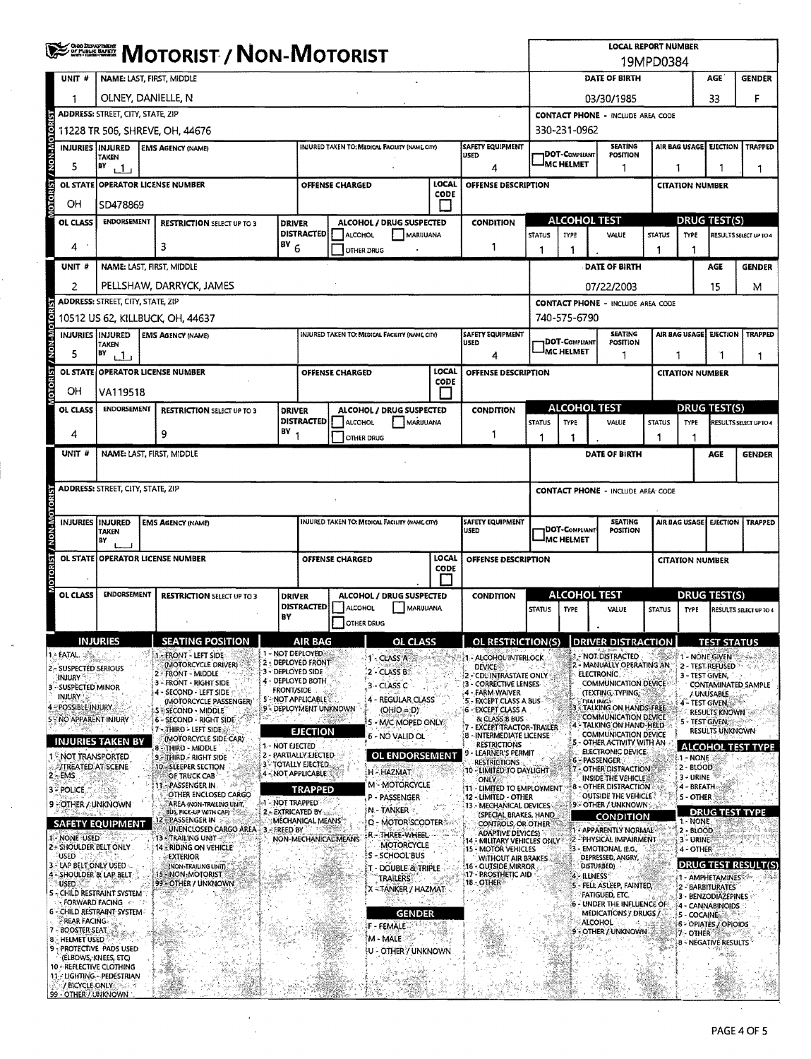# MOTORIST / NON-MOTORIST

**LOCAL REPORT NUMBER:** 19MPD0384

## Unit 1

| UNIT # | NAME: LAST, FIRST, MIDDLE | DATE OF BIRTH | AGE | GENDER |
|---|---|---|---|---|
| 1 | OLNEY, DANIELLE, N | 03/30/1985 | 33 | F |

| ADDRESS: STREET, CITY, STATE, ZIP | CONTACT PHONE - INCLUDE AREA CODE |
|---|---|
| 11228 TR 506, SHREVE, OH, 44676 | 330-231-0962 |

| INJURIES | INJURED TAKEN BY | EMS AGENCY (NAME) | INJURED TAKEN TO: MEDICAL FACILITY (NAME, CITY) | SAFETY EQUIPMENT USED | DOT-COMPLIANT MC HELMET | SEATING POSITION | AIR BAG USAGE | EJECTION | TRAPPED |
|---|---|---|---|---|---|---|---|---|---|
| 5 | 1 | | | 4 | | 1 | 1 | 1 | 1 |

| OL STATE | OPERATOR LICENSE NUMBER | OFFENSE CHARGED | LOCAL CODE | OFFENSE DESCRIPTION | CITATION NUMBER |
|---|---|---|---|---|---|
| OH | SD478869 | | | | |

| OL CLASS | ENDORSEMENT | RESTRICTION SELECT UP TO 3 | DRIVER DISTRACTED BY | ALCOHOL / DRUG SUSPECTED | CONDITION | ALCOHOL TEST STATUS | ALCOHOL TEST TYPE | ALCOHOL TEST VALUE | DRUG TEST STATUS | DRUG TEST TYPE | DRUG TEST RESULTS SELECT UP TO 4 |
|---|---|---|---|---|---|---|---|---|---|---|---|
| 4 | | 3 | 6 | | 1 | 1 | 1 | . | 1 | 1 | |

## Unit 2

| UNIT # | NAME: LAST, FIRST, MIDDLE | DATE OF BIRTH | AGE | GENDER |
|---|---|---|---|---|
| 2 | PELLSHAW, DARRYCK, JAMES | 07/22/2003 | 15 | M |

| ADDRESS: STREET, CITY, STATE, ZIP | CONTACT PHONE - INCLUDE AREA CODE |
|---|---|
| 10512 US 62, KILLBUCK, OH, 44637 | 740-575-6790 |

| INJURIES | INJURED TAKEN BY | EMS AGENCY (NAME) | INJURED TAKEN TO: MEDICAL FACILITY (NAME, CITY) | SAFETY EQUIPMENT USED | DOT-COMPLIANT MC HELMET | SEATING POSITION | AIR BAG USAGE | EJECTION | TRAPPED |
|---|---|---|---|---|---|---|---|---|---|
| 5 | 1 | | | 4 | | 1 | 1 | 1 | 1 |

| OL STATE | OPERATOR LICENSE NUMBER | OFFENSE CHARGED | LOCAL CODE | OFFENSE DESCRIPTION | CITATION NUMBER |
|---|---|---|---|---|---|
| OH | VA119518 | | | | |

| OL CLASS | ENDORSEMENT | RESTRICTION SELECT UP TO 3 | DRIVER DISTRACTED BY | ALCOHOL / DRUG SUSPECTED | CONDITION | ALCOHOL TEST STATUS | ALCOHOL TEST TYPE | ALCOHOL TEST VALUE | DRUG TEST STATUS | DRUG TEST TYPE | DRUG TEST RESULTS SELECT UP TO 4 |
|---|---|---|---|---|---|---|---|---|---|---|---|
| 4 | | 9 | 1 | | 1 | 1 | 1 | . | 1 | 1 | |

## Unit (blank)

| UNIT # | NAME: LAST, FIRST, MIDDLE | DATE OF BIRTH | AGE | GENDER |
|---|---|---|---|---|
| | | | | |

| ADDRESS: STREET, CITY, STATE, ZIP | CONTACT PHONE - INCLUDE AREA CODE |
|---|---|
| | |

| INJURIES | INJURED TAKEN BY | EMS AGENCY (NAME) | INJURED TAKEN TO: MEDICAL FACILITY (NAME, CITY) | SAFETY EQUIPMENT USED | DOT-COMPLIANT MC HELMET | SEATING POSITION | AIR BAG USAGE | EJECTION | TRAPPED |
|---|---|---|---|---|---|---|---|---|---|
| | | | | | | | | | |

| OL STATE | OPERATOR LICENSE NUMBER | OFFENSE CHARGED | LOCAL CODE | OFFENSE DESCRIPTION | CITATION NUMBER |
|---|---|---|---|---|---|
| | | | | | |

| OL CLASS | ENDORSEMENT | RESTRICTION SELECT UP TO 3 | DRIVER DISTRACTED BY | ALCOHOL / DRUG SUSPECTED | CONDITION | ALCOHOL TEST STATUS | ALCOHOL TEST TYPE | ALCOHOL TEST VALUE | DRUG TEST STATUS | DRUG TEST TYPE | DRUG TEST RESULTS SELECT UP TO 4 |
|---|---|---|---|---|---|---|---|---|---|---|---|
| | | | | | | | | . | | | |

## Codes

**INJURIES**
1 - FATAL
2 - SUSPECTED SERIOUS INJURY
3 - SUSPECTED MINOR INJURY
4 - POSSIBLE INJURY
5 - NO APPARENT INJURY

**INJURIES TAKEN BY**
1 - NOT TRANSPORTED /TREATED AT SCENE
2 - EMS
3 - POLICE
9 - OTHER / UNKNOWN

**SAFETY EQUIPMENT**
1 - NONE USED
2 - SHOULDER BELT ONLY USED
3 - LAP BELT ONLY USED
4 - SHOULDER & LAP BELT USED
5 - CHILD RESTRAINT SYSTEM - FORWARD FACING
6 - CHILD RESTRAINT SYSTEM - REAR FACING
7 - BOOSTER SEAT
8 - HELMET USED
9 - PROTECTIVE PADS USED (ELBOWS, KNEES, ETC)
10 - REFLECTIVE CLOTHING
11 - LIGHTING - PEDESTRIAN / BICYCLE ONLY
99 - OTHER / UNKNOWN

**SEATING POSITION**
1 - FRONT - LEFT SIDE (MOTORCYCLE DRIVER)
2 - FRONT - MIDDLE
3 - FRONT - RIGHT SIDE
4 - SECOND - LEFT SIDE (MOTORCYCLE PASSENGER)
5 - SECOND - MIDDLE
6 - SECOND - RIGHT SIDE
7 - THIRD - LEFT SIDE (MOTORCYCLE SIDE CAR)
8 - THIRD - MIDDLE
9 - THIRD - RIGHT SIDE
10 - SLEEPER SECTION OF TRUCK CAB
11 - PASSENGER IN OTHER ENCLOSED CARGO AREA (NON-TRAILING UNIT, BUS, PICK-UP WITH CAP)
12 - PASSENGER IN UNENCLOSED CARGO AREA
13 - TRAILING UNIT
14 - RIDING ON VEHICLE EXTERIOR (NON-TRAILING UNIT)
15 - NON-MOTORIST
99 - OTHER / UNKNOWN

**AIR BAG**
1 - NOT DEPLOYED
2 - DEPLOYED FRONT
3 - DEPLOYED SIDE
4 - DEPLOYED BOTH FRONT/SIDE
5 - NOT APPLICABLE
9 - DEPLOYMENT UNKNOWN

**EJECTION**
1 - NOT EJECTED
2 - PARTIALLY EJECTED
3 - TOTALLY EJECTED
4 - NOT APPLICABLE

**TRAPPED**
1 - NOT TRAPPED
2 - EXTRICATED BY MECHANICAL MEANS
3 - FREED BY NON-MECHANICAL MEANS

**OL CLASS**
1 - CLASS A
2 - CLASS B
3 - CLASS C
4 - REGULAR CLASS (OHIO = D)
5 - M/C MOPED ONLY
6 - NO VALID OL

**OL ENDORSEMENT**
H - HAZMAT
M - MOTORCYCLE
P - PASSENGER
N - TANKER
Q - MOTOR SCOOTER
R - THREE-WHEEL MOTORCYCLE
S - SCHOOL BUS
T - DOUBLE & TRIPLE TRAILERS
X - TANKER / HAZMAT

**GENDER**
F - FEMALE
M - MALE
U - OTHER / UNKNOWN

**OL RESTRICTION(S)**
1 - ALCOHOL INTERLOCK DEVICE
2 - CDL INTRASTATE ONLY
3 - CORRECTIVE LENSES
4 - FARM WAIVER
5 - EXCEPT CLASS A BUS
6 - EXCEPT CLASS A & CLASS B BUS
7 - EXCEPT TRACTOR-TRAILER
8 - INTERMEDIATE LICENSE RESTRICTIONS
9 - LEARNER'S PERMIT RESTRICTIONS
10 - LIMITED TO DAYLIGHT ONLY
11 - LIMITED TO EMPLOYMENT
12 - LIMITED - OTHER
13 - MECHANICAL DEVICES (SPECIAL BRAKES, HAND CONTROLS, OR OTHER ADAPTIVE DEVICES)
14 - MILITARY VEHICLES ONLY
15 - MOTOR VEHICLES WITHOUT AIR BRAKES
16 - OUTSIDE MIRROR
17 - PROSTHETIC AID
18 - OTHER

**DRIVER DISTRACTION**
1 - NOT DISTRACTED
2 - MANUALLY OPERATING AN ELECTRONIC COMMUNICATION DEVICE (TEXTING, TYPING, DIALING)
3 - TALKING ON HANDS-FREE COMMUNICATION DEVICE
4 - TALKING ON HAND-HELD COMMUNICATION DEVICE
5 - OTHER ACTIVITY WITH AN ELECTRONIC DEVICE
6 - PASSENGER
7 - OTHER DISTRACTION INSIDE THE VEHICLE
8 - OTHER DISTRACTION OUTSIDE THE VEHICLE
9 - OTHER / UNKNOWN

**CONDITION**
1 - APPARENTLY NORMAL
2 - PHYSICAL IMPAIRMENT
3 - EMOTIONAL (E.G., DEPRESSED, ANGRY, DISTURBED)
4 - ILLNESS
5 - FELL ASLEEP, FAINTED, FATIGUED, ETC.
6 - UNDER THE INFLUENCE OF MEDICATIONS / DRUGS / ALCOHOL
9 - OTHER / UNKNOWN

**TEST STATUS**
1 - NONE GIVEN
2 - TEST REFUSED
3 - TEST GIVEN, CONTAMINATED SAMPLE / UNUSABLE
4 - TEST GIVEN, RESULTS KNOWN
5 - TEST GIVEN, RESULTS UNKNOWN

**ALCOHOL TEST TYPE**
1 - NONE
2 - BLOOD
3 - URINE
4 - BREATH
5 - OTHER

**DRUG TEST TYPE**
1 - NONE
2 - BLOOD
3 - URINE
4 - OTHER

**DRUG TEST RESULT(S)**
1 - AMPHETAMINES
2 - BARBITURATES
3 - BENZODIAZEPINES
4 - CANNABINOIDS
5 - COCAINE
6 - OPIATES / OPIOIDS
7 - OTHER
8 - NEGATIVE RESULTS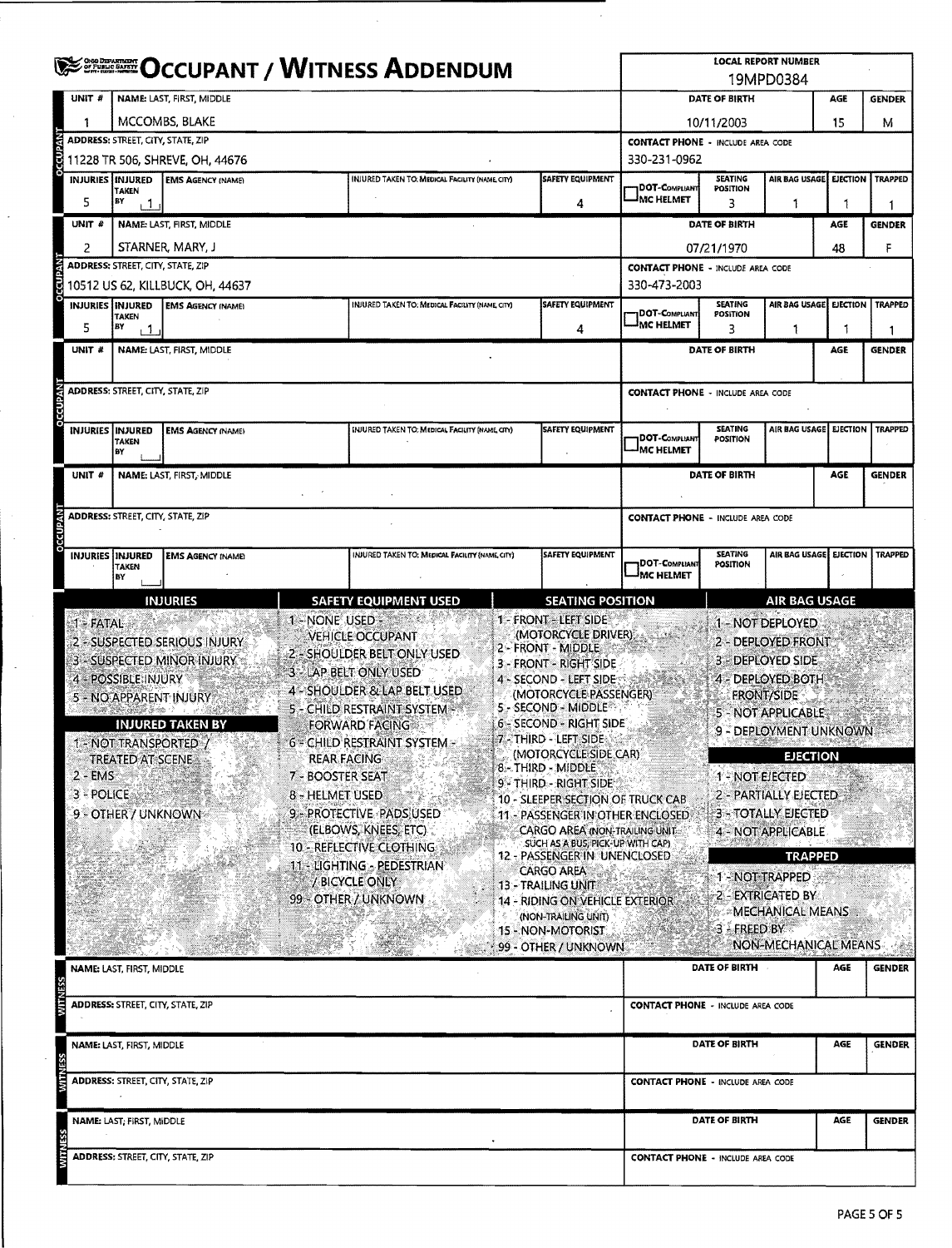# OHIO DEPARTMENT OF PUBLIC SAFETY — OCCUPANT / WITNESS ADDENDUM

**LOCAL REPORT NUMBER:** 19MPD0384

## OCCUPANT

| UNIT # | NAME: LAST, FIRST, MIDDLE | DATE OF BIRTH | AGE | GENDER |
|---|---|---|---|---|
| 1 | MCCOMBS, BLAKE | 10/11/2003 | 15 | M |

**ADDRESS: STREET, CITY, STATE, ZIP:** 11228 TR 506, SHREVE, OH, 44676

**CONTACT PHONE - INCLUDE AREA CODE:** 330-231-0962

| INJURIES | INJURED TAKEN BY | EMS AGENCY (NAME) | INJURED TAKEN TO: MEDICAL FACILITY (NAME, CITY) | SAFETY EQUIPMENT | DOT-COMPLIANT MC HELMET | SEATING POSITION | AIR BAG USAGE | EJECTION | TRAPPED |
|---|---|---|---|---|---|---|---|---|---|
| 5 | 1 | | | 4 | | 3 | 1 | 1 | 1 |

## OCCUPANT

| UNIT # | NAME: LAST, FIRST, MIDDLE | DATE OF BIRTH | AGE | GENDER |
|---|---|---|---|---|
| 2 | STARNER, MARY, J | 07/21/1970 | 48 | F |

**ADDRESS: STREET, CITY, STATE, ZIP:** 10512 US 62, KILLBUCK, OH, 44637

**CONTACT PHONE - INCLUDE AREA CODE:** 330-473-2003

| INJURIES | INJURED TAKEN BY | EMS AGENCY (NAME) | INJURED TAKEN TO: MEDICAL FACILITY (NAME, CITY) | SAFETY EQUIPMENT | DOT-COMPLIANT MC HELMET | SEATING POSITION | AIR BAG USAGE | EJECTION | TRAPPED |
|---|---|---|---|---|---|---|---|---|---|
| 5 | 1 | | | 4 | | 3 | 1 | 1 | 1 |

## OCCUPANT

| UNIT # | NAME: LAST, FIRST, MIDDLE | DATE OF BIRTH | AGE | GENDER |
|---|---|---|---|---|
| | | | | |

**ADDRESS: STREET, CITY, STATE, ZIP:**

**CONTACT PHONE - INCLUDE AREA CODE:**

| INJURIES | INJURED TAKEN BY | EMS AGENCY (NAME) | INJURED TAKEN TO: MEDICAL FACILITY (NAME, CITY) | SAFETY EQUIPMENT | DOT-COMPLIANT MC HELMET | SEATING POSITION | AIR BAG USAGE | EJECTION | TRAPPED |
|---|---|---|---|---|---|---|---|---|---|
| | | | | | | | | | |

## OCCUPANT

| UNIT # | NAME: LAST, FIRST, MIDDLE | DATE OF BIRTH | AGE | GENDER |
|---|---|---|---|---|
| | | | | |

**ADDRESS: STREET, CITY, STATE, ZIP:**

**CONTACT PHONE - INCLUDE AREA CODE:**

| INJURIES | INJURED TAKEN BY | EMS AGENCY (NAME) | INJURED TAKEN TO: MEDICAL FACILITY (NAME, CITY) | SAFETY EQUIPMENT | DOT-COMPLIANT MC HELMET | SEATING POSITION | AIR BAG USAGE | EJECTION | TRAPPED |
|---|---|---|---|---|---|---|---|---|---|
| | | | | | | | | | |

## CODES

**INJURIES**
- 1 - FATAL
- 2 - SUSPECTED SERIOUS INJURY
- 3 - SUSPECTED MINOR INJURY
- 4 - POSSIBLE INJURY
- 5 - NO APPARENT INJURY

**INJURED TAKEN BY**
- 1 - NOT TRANSPORTED / TREATED AT SCENE
- 2 - EMS
- 3 - POLICE
- 9 - OTHER / UNKNOWN

**SAFETY EQUIPMENT USED**
- 1 - NONE USED - VEHICLE OCCUPANT
- 2 - SHOULDER BELT ONLY USED
- 3 - LAP BELT ONLY USED
- 4 - SHOULDER & LAP BELT USED
- 5 - CHILD RESTRAINT SYSTEM - FORWARD FACING
- 6 - CHILD RESTRAINT SYSTEM - REAR FACING
- 7 - BOOSTER SEAT
- 8 - HELMET USED
- 9 - PROTECTIVE PADS USED (ELBOWS, KNEES, ETC)
- 10 - REFLECTIVE CLOTHING
- 11 - LIGHTING - PEDESTRIAN / BICYCLE ONLY
- 99 - OTHER / UNKNOWN

**SEATING POSITION**
- 1 - FRONT - LEFT SIDE (MOTORCYCLE DRIVER)
- 2 - FRONT - MIDDLE
- 3 - FRONT - RIGHT SIDE
- 4 - SECOND - LEFT SIDE (MOTORCYCLE PASSENGER)
- 5 - SECOND - MIDDLE
- 6 - SECOND - RIGHT SIDE
- 7 - THIRD - LEFT SIDE (MOTORCYCLE SIDE CAR)
- 8 - THIRD - MIDDLE
- 9 - THIRD - RIGHT SIDE
- 10 - SLEEPER SECTION OF TRUCK CAB
- 11 - PASSENGER IN OTHER ENCLOSED CARGO AREA (NON-TRAILING UNIT SUCH AS A BUS, PICK-UP WITH CAP)
- 12 - PASSENGER IN UNENCLOSED CARGO AREA
- 13 - TRAILING UNIT
- 14 - RIDING ON VEHICLE EXTERIOR (NON-TRAILING UNIT)
- 15 - NON-MOTORIST
- 99 - OTHER / UNKNOWN

**AIR BAG USAGE**
- 1 - NOT DEPLOYED
- 2 - DEPLOYED FRONT
- 3 - DEPLOYED SIDE
- 4 - DEPLOYED BOTH FRONT/SIDE
- 5 - NOT APPLICABLE
- 9 - DEPLOYMENT UNKNOWN

**EJECTION**
- 1 - NOT EJECTED
- 2 - PARTIALLY EJECTED
- 3 - TOTALLY EJECTED
- 4 - NOT APPLICABLE

**TRAPPED**
- 1 - NOT TRAPPED
- 2 - EXTRICATED BY MECHANICAL MEANS
- 3 - FREED BY NON-MECHANICAL MEANS

## WITNESS

| NAME: LAST, FIRST, MIDDLE | DATE OF BIRTH | AGE | GENDER |
|---|---|---|---|
| | | | |

**ADDRESS: STREET, CITY, STATE, ZIP:**

**CONTACT PHONE - INCLUDE AREA CODE:**

## WITNESS

| NAME: LAST, FIRST, MIDDLE | DATE OF BIRTH | AGE | GENDER |
|---|---|---|---|
| | | | |

**ADDRESS: STREET, CITY, STATE, ZIP:**

**CONTACT PHONE - INCLUDE AREA CODE:**

## WITNESS

| NAME: LAST, FIRST, MIDDLE | DATE OF BIRTH | AGE | GENDER |
|---|---|---|---|
| | | | |

**ADDRESS: STREET, CITY, STATE, ZIP:**

**CONTACT PHONE - INCLUDE AREA CODE:**